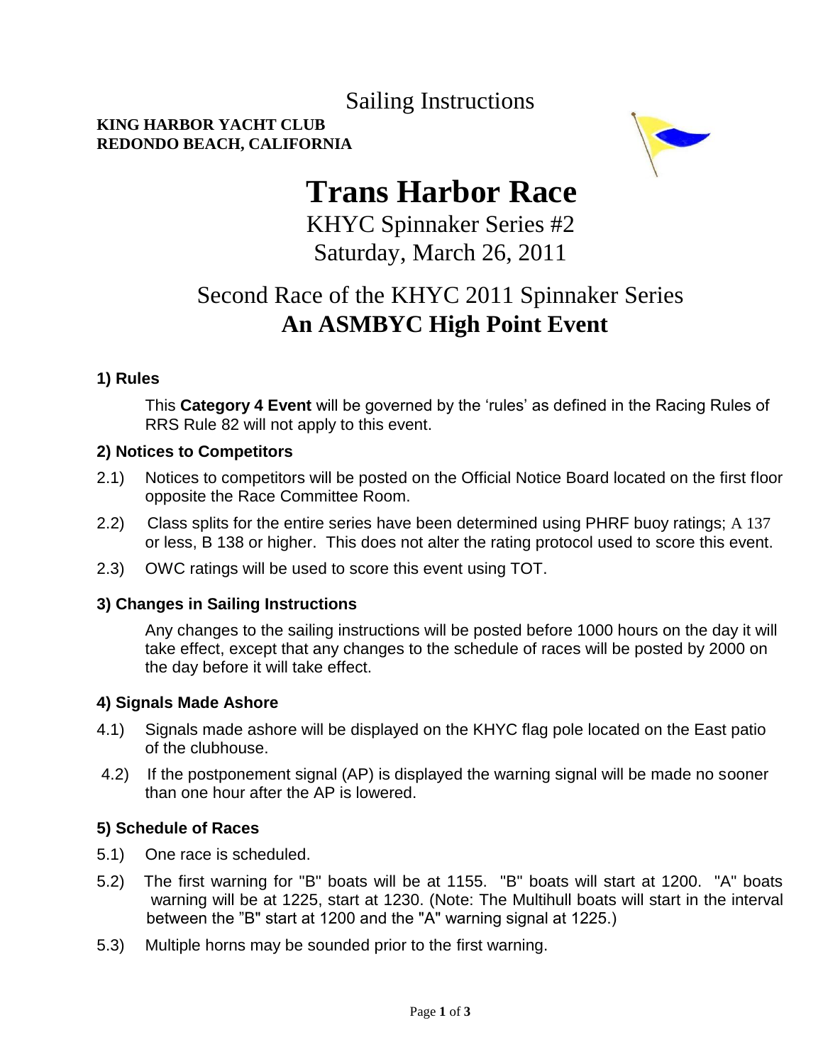# Sailing Instructions

**KING HARBOR YACHT CLUB**
**REDONDO BEACH, CALIFORNIA**

# Trans Harbor Race

KHYC Spinnaker Series #2

Saturday, March 26, 2011

## Second Race of the KHYC 2011 Spinnaker Series

## An ASMBYC High Point Event

### 1) Rules

This **Category 4 Event** will be governed by the 'rules' as defined in the Racing Rules of RRS Rule 82 will not apply to this event.

### 2) Notices to Competitors

2.1) Notices to competitors will be posted on the Official Notice Board located on the first floor opposite the Race Committee Room.

2.2) Class splits for the entire series have been determined using PHRF buoy ratings; A 137 or less, B 138 or higher. This does not alter the rating protocol used to score this event.

2.3) OWC ratings will be used to score this event using TOT.

### 3) Changes in Sailing Instructions

Any changes to the sailing instructions will be posted before 1000 hours on the day it will take effect, except that any changes to the schedule of races will be posted by 2000 on the day before it will take effect.

### 4) Signals Made Ashore

4.1) Signals made ashore will be displayed on the KHYC flag pole located on the East patio of the clubhouse.

4.2) If the postponement signal (AP) is displayed the warning signal will be made no sooner than one hour after the AP is lowered.

### 5) Schedule of Races

5.1) One race is scheduled.

5.2) The first warning for "B" boats will be at 1155. "B" boats will start at 1200. "A" boats warning will be at 1225, start at 1230. (Note: The Multihull boats will start in the interval between the "B" start at 1200 and the "A" warning signal at 1225.)

5.3) Multiple horns may be sounded prior to the first warning.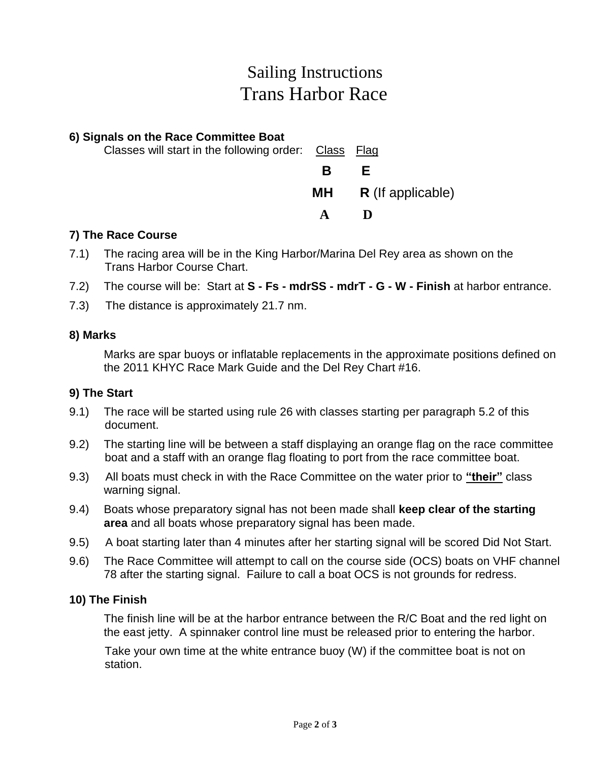# Sailing Instructions
# Trans Harbor Race

**6) Signals on the Race Committee Boat**

Classes will start in the following order:

| Class | Flag |
|---|---|
| **B** | **E** |
| **MH** | **R** (If applicable) |
| **A** | **D** |

**7) The Race Course**

7.1) The racing area will be in the King Harbor/Marina Del Rey area as shown on the Trans Harbor Course Chart.

7.2) The course will be: Start at **S - Fs - mdrSS - mdrT - G - W - Finish** at harbor entrance.

7.3) The distance is approximately 21.7 nm.

**8) Marks**

Marks are spar buoys or inflatable replacements in the approximate positions defined on the 2011 KHYC Race Mark Guide and the Del Rey Chart #16.

**9) The Start**

9.1) The race will be started using rule 26 with classes starting per paragraph 5.2 of this document.

9.2) The starting line will be between a staff displaying an orange flag on the race committee boat and a staff with an orange flag floating to port from the race committee boat.

9.3) All boats must check in with the Race Committee on the water prior to **"their"** class warning signal.

9.4) Boats whose preparatory signal has not been made shall **keep clear of the starting area** and all boats whose preparatory signal has been made.

9.5) A boat starting later than 4 minutes after her starting signal will be scored Did Not Start.

9.6) The Race Committee will attempt to call on the course side (OCS) boats on VHF channel 78 after the starting signal. Failure to call a boat OCS is not grounds for redress.

**10) The Finish**

The finish line will be at the harbor entrance between the R/C Boat and the red light on the east jetty. A spinnaker control line must be released prior to entering the harbor.

Take your own time at the white entrance buoy (W) if the committee boat is not on station.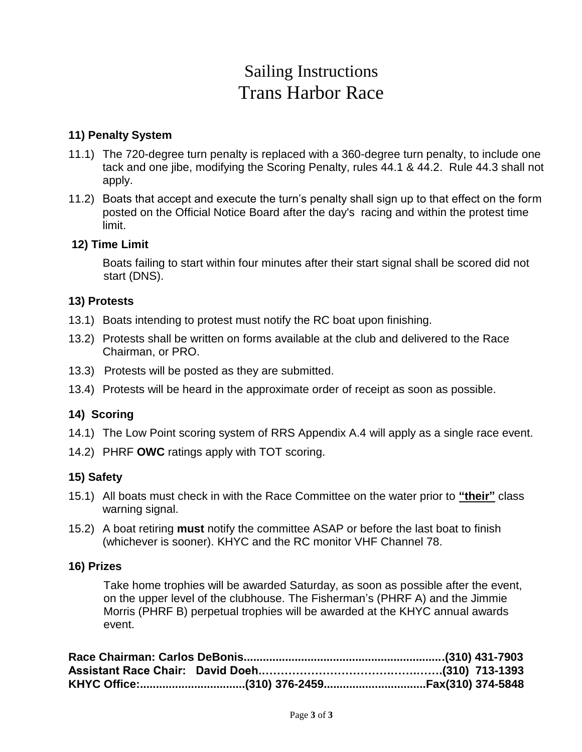# Sailing Instructions
# Trans Harbor Race

### 11) Penalty System

11.1) The 720-degree turn penalty is replaced with a 360-degree turn penalty, to include one tack and one jibe, modifying the Scoring Penalty, rules 44.1 & 44.2. Rule 44.3 shall not apply.

11.2) Boats that accept and execute the turn's penalty shall sign up to that effect on the form posted on the Official Notice Board after the day's racing and within the protest time limit.

### 12) Time Limit

Boats failing to start within four minutes after their start signal shall be scored did not start (DNS).

### 13) Protests

13.1) Boats intending to protest must notify the RC boat upon finishing.

13.2) Protests shall be written on forms available at the club and delivered to the Race Chairman, or PRO.

13.3) Protests will be posted as they are submitted.

13.4) Protests will be heard in the approximate order of receipt as soon as possible.

### 14) Scoring

14.1) The Low Point scoring system of RRS Appendix A.4 will apply as a single race event.

14.2) PHRF **OWC** ratings apply with TOT scoring.

### 15) Safety

15.1) All boats must check in with the Race Committee on the water prior to <u>**"their"**</u> class warning signal.

15.2) A boat retiring **must** notify the committee ASAP or before the last boat to finish (whichever is sooner). KHYC and the RC monitor VHF Channel 78.

### 16) Prizes

Take home trophies will be awarded Saturday, as soon as possible after the event, on the upper level of the clubhouse. The Fisherman's (PHRF A) and the Jimmie Morris (PHRF B) perpetual trophies will be awarded at the KHYC annual awards event.

**Race Chairman: Carlos DeBonis..............................................................(310) 431-7903**
**Assistant Race Chair: David Doeh………………………………………….(310) 713-1393**
**KHYC Office:.................................(310) 376-2459................................Fax(310) 374-5848**